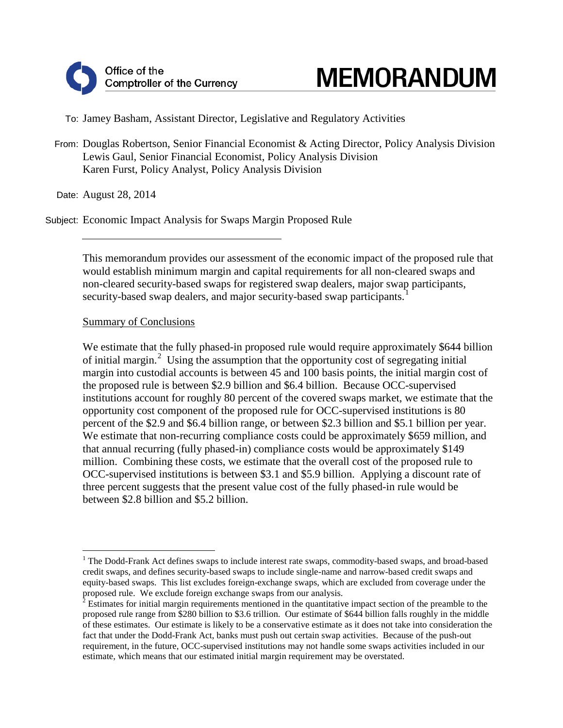Office of the Comptroller of the Currency

# MEMORANDUM

To: Jamey Basham, Assistant Director, Legislative and Regulatory Activities

From: Douglas Robertson, Senior Financial Economist & Acting Director, Policy Analysis Division
Lewis Gaul, Senior Financial Economist, Policy Analysis Division
Karen Furst, Policy Analyst, Policy Analysis Division

Date: August 28, 2014

Subject: Economic Impact Analysis for Swaps Margin Proposed Rule

---

This memorandum provides our assessment of the economic impact of the proposed rule that would establish minimum margin and capital requirements for all non-cleared swaps and non-cleared security-based swaps for registered swap dealers, major swap participants, security-based swap dealers, and major security-based swap participants.[1]

Summary of Conclusions

We estimate that the fully phased-in proposed rule would require approximately $644 billion of initial margin.[2] Using the assumption that the opportunity cost of segregating initial margin into custodial accounts is between 45 and 100 basis points, the initial margin cost of the proposed rule is between $2.9 billion and $6.4 billion. Because OCC-supervised institutions account for roughly 80 percent of the covered swaps market, we estimate that the opportunity cost component of the proposed rule for OCC-supervised institutions is 80 percent of the $2.9 and $6.4 billion range, or between $2.3 billion and $5.1 billion per year. We estimate that non-recurring compliance costs could be approximately $659 million, and that annual recurring (fully phased-in) compliance costs would be approximately $149 million. Combining these costs, we estimate that the overall cost of the proposed rule to OCC-supervised institutions is between $3.1 and $5.9 billion. Applying a discount rate of three percent suggests that the present value cost of the fully phased-in rule would be between $2.8 billion and $5.2 billion.

---

[1] The Dodd-Frank Act defines swaps to include interest rate swaps, commodity-based swaps, and broad-based credit swaps, and defines security-based swaps to include single-name and narrow-based credit swaps and equity-based swaps. This list excludes foreign-exchange swaps, which are excluded from coverage under the proposed rule. We exclude foreign exchange swaps from our analysis.

[2] Estimates for initial margin requirements mentioned in the quantitative impact section of the preamble to the proposed rule range from $280 billion to $3.6 trillion. Our estimate of $644 billion falls roughly in the middle of these estimates. Our estimate is likely to be a conservative estimate as it does not take into consideration the fact that under the Dodd-Frank Act, banks must push out certain swap activities. Because of the push-out requirement, in the future, OCC-supervised institutions may not handle some swaps activities included in our estimate, which means that our estimated initial margin requirement may be overstated.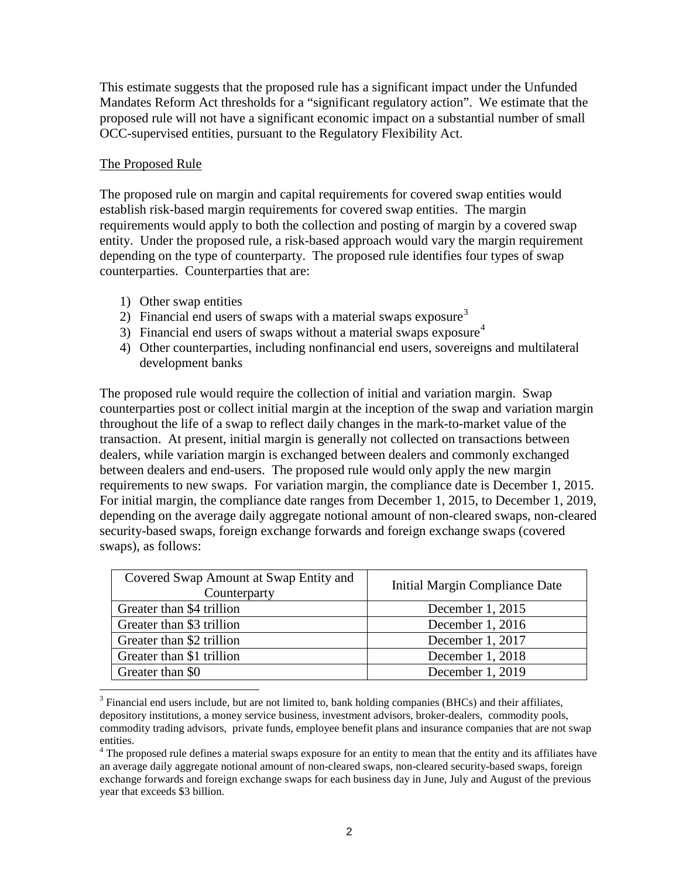This estimate suggests that the proposed rule has a significant impact under the Unfunded Mandates Reform Act thresholds for a "significant regulatory action". We estimate that the proposed rule will not have a significant economic impact on a substantial number of small OCC-supervised entities, pursuant to the Regulatory Flexibility Act.

## The Proposed Rule

The proposed rule on margin and capital requirements for covered swap entities would establish risk-based margin requirements for covered swap entities. The margin requirements would apply to both the collection and posting of margin by a covered swap entity. Under the proposed rule, a risk-based approach would vary the margin requirement depending on the type of counterparty. The proposed rule identifies four types of swap counterparties. Counterparties that are:

1) Other swap entities
2) Financial end users of swaps with a material swaps exposure[3]
3) Financial end users of swaps without a material swaps exposure[4]
4) Other counterparties, including nonfinancial end users, sovereigns and multilateral development banks

The proposed rule would require the collection of initial and variation margin. Swap counterparties post or collect initial margin at the inception of the swap and variation margin throughout the life of a swap to reflect daily changes in the mark-to-market value of the transaction. At present, initial margin is generally not collected on transactions between dealers, while variation margin is exchanged between dealers and commonly exchanged between dealers and end-users. The proposed rule would only apply the new margin requirements to new swaps. For variation margin, the compliance date is December 1, 2015. For initial margin, the compliance date ranges from December 1, 2015, to December 1, 2019, depending on the average daily aggregate notional amount of non-cleared swaps, non-cleared security-based swaps, foreign exchange forwards and foreign exchange swaps (covered swaps), as follows:

| Covered Swap Amount at Swap Entity and Counterparty | Initial Margin Compliance Date |
|---|---|
| Greater than $4 trillion | December 1, 2015 |
| Greater than $3 trillion | December 1, 2016 |
| Greater than $2 trillion | December 1, 2017 |
| Greater than $1 trillion | December 1, 2018 |
| Greater than $0 | December 1, 2019 |

[3] Financial end users include, but are not limited to, bank holding companies (BHCs) and their affiliates, depository institutions, a money service business, investment advisors, broker-dealers, commodity pools, commodity trading advisors, private funds, employee benefit plans and insurance companies that are not swap entities.

[4] The proposed rule defines a material swaps exposure for an entity to mean that the entity and its affiliates have an average daily aggregate notional amount of non-cleared swaps, non-cleared security-based swaps, foreign exchange forwards and foreign exchange swaps for each business day in June, July and August of the previous year that exceeds $3 billion.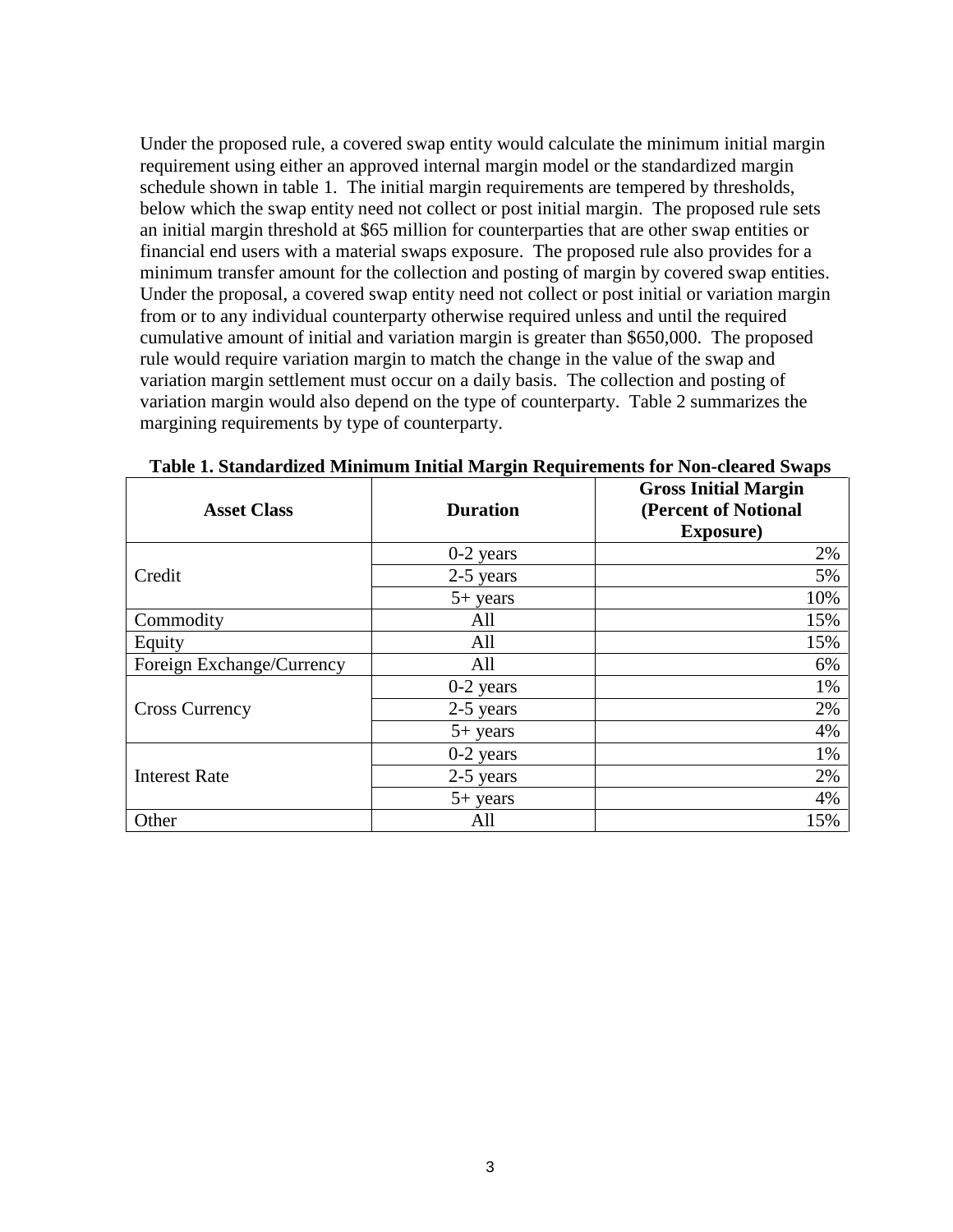Under the proposed rule, a covered swap entity would calculate the minimum initial margin requirement using either an approved internal margin model or the standardized margin schedule shown in table 1. The initial margin requirements are tempered by thresholds, below which the swap entity need not collect or post initial margin. The proposed rule sets an initial margin threshold at $65 million for counterparties that are other swap entities or financial end users with a material swaps exposure. The proposed rule also provides for a minimum transfer amount for the collection and posting of margin by covered swap entities. Under the proposal, a covered swap entity need not collect or post initial or variation margin from or to any individual counterparty otherwise required unless and until the required cumulative amount of initial and variation margin is greater than $650,000. The proposed rule would require variation margin to match the change in the value of the swap and variation margin settlement must occur on a daily basis. The collection and posting of variation margin would also depend on the type of counterparty. Table 2 summarizes the margining requirements by type of counterparty.

**Table 1. Standardized Minimum Initial Margin Requirements for Non-cleared Swaps**

| Asset Class | Duration | Gross Initial Margin (Percent of Notional Exposure) |
|---|---|---|
| Credit | 0-2 years | 2% |
| | 2-5 years | 5% |
| | 5+ years | 10% |
| Commodity | All | 15% |
| Equity | All | 15% |
| Foreign Exchange/Currency | All | 6% |
| Cross Currency | 0-2 years | 1% |
| | 2-5 years | 2% |
| | 5+ years | 4% |
| Interest Rate | 0-2 years | 1% |
| | 2-5 years | 2% |
| | 5+ years | 4% |
| Other | All | 15% |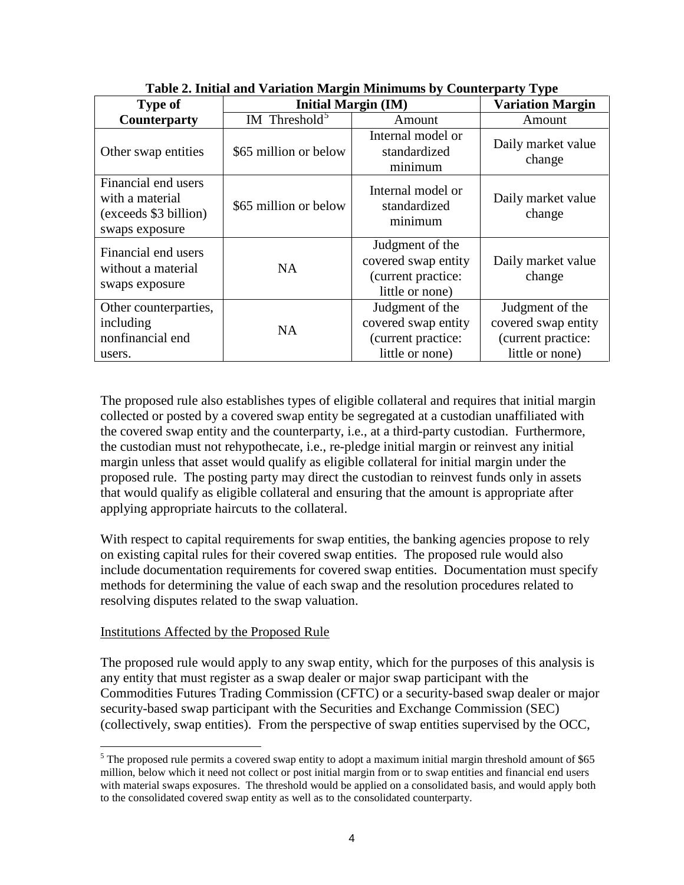**Table 2. Initial and Variation Margin Minimums by Counterparty Type**

| Type of Counterparty | Initial Margin (IM) | | Variation Margin |
|---|---|---|---|
| | IM Threshold[5] | Amount | Amount |
| Other swap entities | $65 million or below | Internal model or standardized minimum | Daily market value change |
| Financial end users with a material (exceeds $3 billion) swaps exposure | $65 million or below | Internal model or standardized minimum | Daily market value change |
| Financial end users without a material swaps exposure | NA | Judgment of the covered swap entity (current practice: little or none) | Daily market value change |
| Other counterparties, including nonfinancial end users. | NA | Judgment of the covered swap entity (current practice: little or none) | Judgment of the covered swap entity (current practice: little or none) |

The proposed rule also establishes types of eligible collateral and requires that initial margin collected or posted by a covered swap entity be segregated at a custodian unaffiliated with the covered swap entity and the counterparty, i.e., at a third-party custodian. Furthermore, the custodian must not rehypothecate, i.e., re-pledge initial margin or reinvest any initial margin unless that asset would qualify as eligible collateral for initial margin under the proposed rule. The posting party may direct the custodian to reinvest funds only in assets that would qualify as eligible collateral and ensuring that the amount is appropriate after applying appropriate haircuts to the collateral.

With respect to capital requirements for swap entities, the banking agencies propose to rely on existing capital rules for their covered swap entities. The proposed rule would also include documentation requirements for covered swap entities. Documentation must specify methods for determining the value of each swap and the resolution procedures related to resolving disputes related to the swap valuation.

<u>Institutions Affected by the Proposed Rule</u>

The proposed rule would apply to any swap entity, which for the purposes of this analysis is any entity that must register as a swap dealer or major swap participant with the Commodities Futures Trading Commission (CFTC) or a security-based swap dealer or major security-based swap participant with the Securities and Exchange Commission (SEC) (collectively, swap entities). From the perspective of swap entities supervised by the OCC,

[5] The proposed rule permits a covered swap entity to adopt a maximum initial margin threshold amount of $65 million, below which it need not collect or post initial margin from or to swap entities and financial end users with material swaps exposures. The threshold would be applied on a consolidated basis, and would apply both to the consolidated covered swap entity as well as to the consolidated counterparty.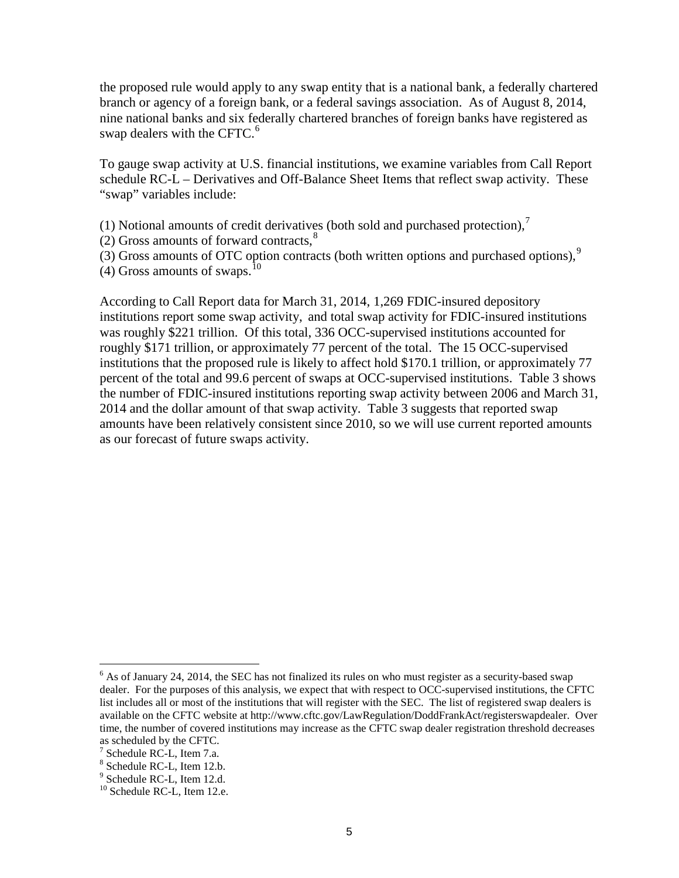the proposed rule would apply to any swap entity that is a national bank, a federally chartered branch or agency of a foreign bank, or a federal savings association. As of August 8, 2014, nine national banks and six federally chartered branches of foreign banks have registered as swap dealers with the CFTC.[6]

To gauge swap activity at U.S. financial institutions, we examine variables from Call Report schedule RC-L – Derivatives and Off-Balance Sheet Items that reflect swap activity. These "swap" variables include:

(1) Notional amounts of credit derivatives (both sold and purchased protection),[7]
(2) Gross amounts of forward contracts,[8]
(3) Gross amounts of OTC option contracts (both written options and purchased options),[9]
(4) Gross amounts of swaps.[10]

According to Call Report data for March 31, 2014, 1,269 FDIC-insured depository institutions report some swap activity, and total swap activity for FDIC-insured institutions was roughly $221 trillion. Of this total, 336 OCC-supervised institutions accounted for roughly $171 trillion, or approximately 77 percent of the total. The 15 OCC-supervised institutions that the proposed rule is likely to affect hold $170.1 trillion, or approximately 77 percent of the total and 99.6 percent of swaps at OCC-supervised institutions. Table 3 shows the number of FDIC-insured institutions reporting swap activity between 2006 and March 31, 2014 and the dollar amount of that swap activity. Table 3 suggests that reported swap amounts have been relatively consistent since 2010, so we will use current reported amounts as our forecast of future swaps activity.

---

[6] As of January 24, 2014, the SEC has not finalized its rules on who must register as a security-based swap dealer. For the purposes of this analysis, we expect that with respect to OCC-supervised institutions, the CFTC list includes all or most of the institutions that will register with the SEC. The list of registered swap dealers is available on the CFTC website at http://www.cftc.gov/LawRegulation/DoddFrankAct/registerswapdealer. Over time, the number of covered institutions may increase as the CFTC swap dealer registration threshold decreases as scheduled by the CFTC.

[7] Schedule RC-L, Item 7.a.

[8] Schedule RC-L, Item 12.b.

[9] Schedule RC-L, Item 12.d.

[10] Schedule RC-L, Item 12.e.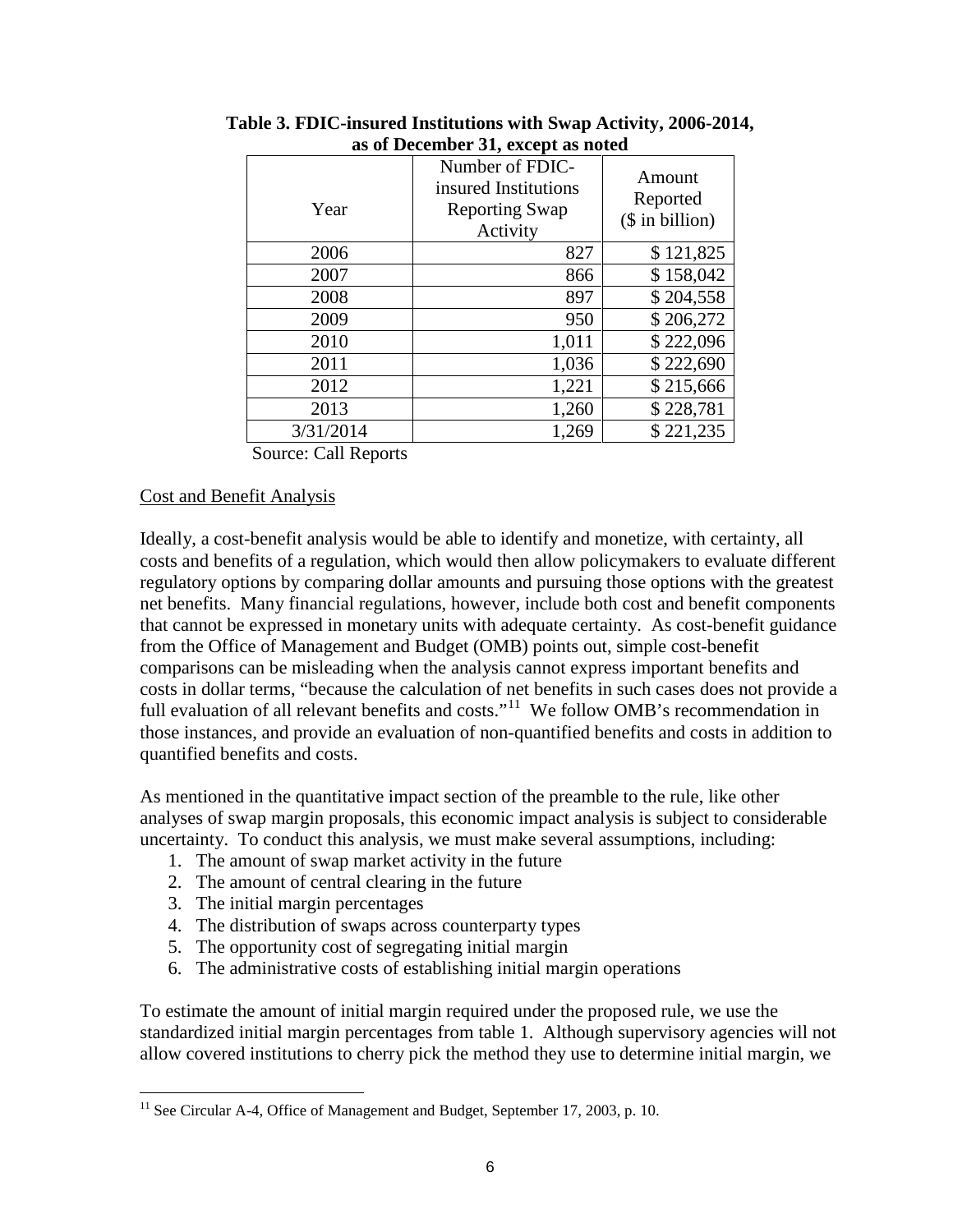**Table 3. FDIC-insured Institutions with Swap Activity, 2006-2014, as of December 31, except as noted**

| Year | Number of FDIC-insured Institutions Reporting Swap Activity | Amount Reported ($ in billion) |
|---|---|---|
| 2006 | 827 | $ 121,825 |
| 2007 | 866 | $ 158,042 |
| 2008 | 897 | $ 204,558 |
| 2009 | 950 | $ 206,272 |
| 2010 | 1,011 | $ 222,096 |
| 2011 | 1,036 | $ 222,690 |
| 2012 | 1,221 | $ 215,666 |
| 2013 | 1,260 | $ 228,781 |
| 3/31/2014 | 1,269 | $ 221,235 |

Source: Call Reports

Cost and Benefit Analysis

Ideally, a cost-benefit analysis would be able to identify and monetize, with certainty, all costs and benefits of a regulation, which would then allow policymakers to evaluate different regulatory options by comparing dollar amounts and pursuing those options with the greatest net benefits. Many financial regulations, however, include both cost and benefit components that cannot be expressed in monetary units with adequate certainty. As cost-benefit guidance from the Office of Management and Budget (OMB) points out, simple cost-benefit comparisons can be misleading when the analysis cannot express important benefits and costs in dollar terms, "because the calculation of net benefits in such cases does not provide a full evaluation of all relevant benefits and costs."[11] We follow OMB's recommendation in those instances, and provide an evaluation of non-quantified benefits and costs in addition to quantified benefits and costs.

As mentioned in the quantitative impact section of the preamble to the rule, like other analyses of swap margin proposals, this economic impact analysis is subject to considerable uncertainty. To conduct this analysis, we must make several assumptions, including:

1. The amount of swap market activity in the future
2. The amount of central clearing in the future
3. The initial margin percentages
4. The distribution of swaps across counterparty types
5. The opportunity cost of segregating initial margin
6. The administrative costs of establishing initial margin operations

To estimate the amount of initial margin required under the proposed rule, we use the standardized initial margin percentages from table 1. Although supervisory agencies will not allow covered institutions to cherry pick the method they use to determine initial margin, we

[11] See Circular A-4, Office of Management and Budget, September 17, 2003, p. 10.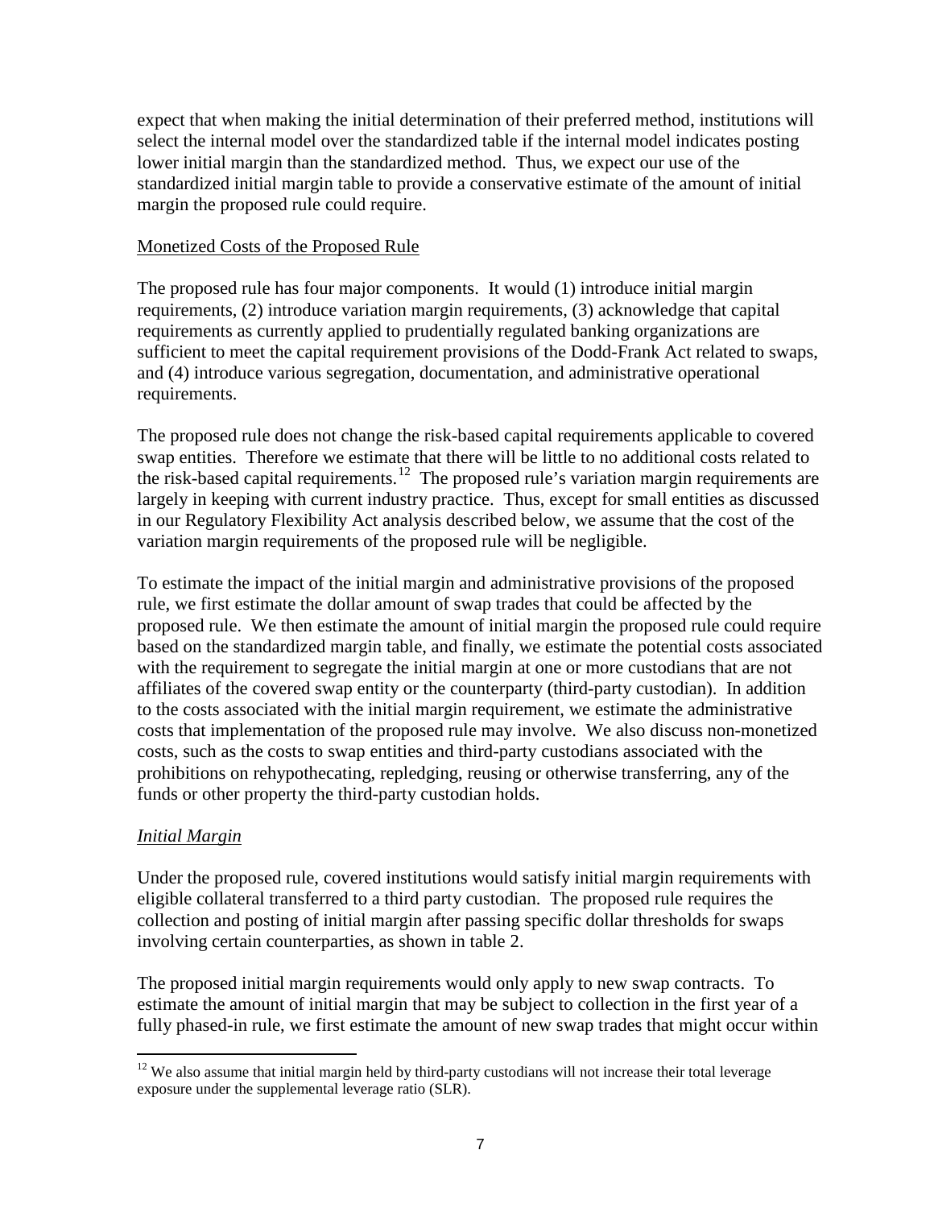expect that when making the initial determination of their preferred method, institutions will select the internal model over the standardized table if the internal model indicates posting lower initial margin than the standardized method. Thus, we expect our use of the standardized initial margin table to provide a conservative estimate of the amount of initial margin the proposed rule could require.

Monetized Costs of the Proposed Rule

The proposed rule has four major components. It would (1) introduce initial margin requirements, (2) introduce variation margin requirements, (3) acknowledge that capital requirements as currently applied to prudentially regulated banking organizations are sufficient to meet the capital requirement provisions of the Dodd-Frank Act related to swaps, and (4) introduce various segregation, documentation, and administrative operational requirements.

The proposed rule does not change the risk-based capital requirements applicable to covered swap entities. Therefore we estimate that there will be little to no additional costs related to the risk-based capital requirements.[12] The proposed rule's variation margin requirements are largely in keeping with current industry practice. Thus, except for small entities as discussed in our Regulatory Flexibility Act analysis described below, we assume that the cost of the variation margin requirements of the proposed rule will be negligible.

To estimate the impact of the initial margin and administrative provisions of the proposed rule, we first estimate the dollar amount of swap trades that could be affected by the proposed rule. We then estimate the amount of initial margin the proposed rule could require based on the standardized margin table, and finally, we estimate the potential costs associated with the requirement to segregate the initial margin at one or more custodians that are not affiliates of the covered swap entity or the counterparty (third-party custodian). In addition to the costs associated with the initial margin requirement, we estimate the administrative costs that implementation of the proposed rule may involve. We also discuss non-monetized costs, such as the costs to swap entities and third-party custodians associated with the prohibitions on rehypothecating, repledging, reusing or otherwise transferring, any of the funds or other property the third-party custodian holds.

*Initial Margin*

Under the proposed rule, covered institutions would satisfy initial margin requirements with eligible collateral transferred to a third party custodian. The proposed rule requires the collection and posting of initial margin after passing specific dollar thresholds for swaps involving certain counterparties, as shown in table 2.

The proposed initial margin requirements would only apply to new swap contracts. To estimate the amount of initial margin that may be subject to collection in the first year of a fully phased-in rule, we first estimate the amount of new swap trades that might occur within

[12] We also assume that initial margin held by third-party custodians will not increase their total leverage exposure under the supplemental leverage ratio (SLR).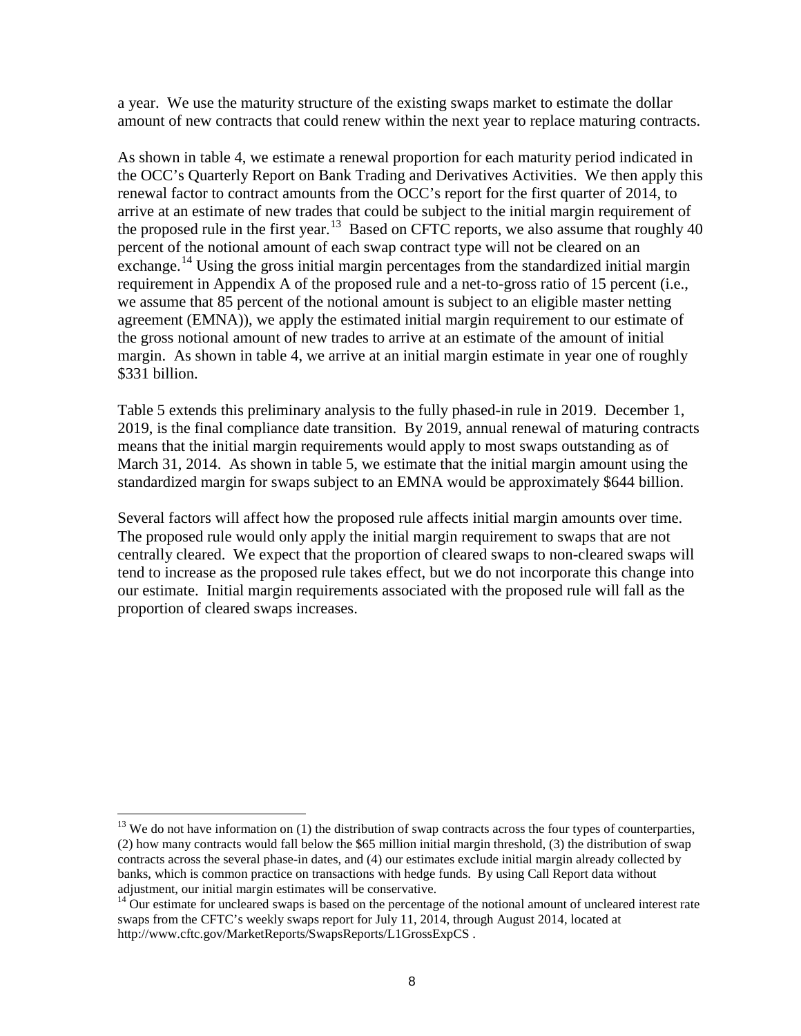a year. We use the maturity structure of the existing swaps market to estimate the dollar amount of new contracts that could renew within the next year to replace maturing contracts.

As shown in table 4, we estimate a renewal proportion for each maturity period indicated in the OCC's Quarterly Report on Bank Trading and Derivatives Activities. We then apply this renewal factor to contract amounts from the OCC's report for the first quarter of 2014, to arrive at an estimate of new trades that could be subject to the initial margin requirement of the proposed rule in the first year.[13] Based on CFTC reports, we also assume that roughly 40 percent of the notional amount of each swap contract type will not be cleared on an exchange.[14] Using the gross initial margin percentages from the standardized initial margin requirement in Appendix A of the proposed rule and a net-to-gross ratio of 15 percent (i.e., we assume that 85 percent of the notional amount is subject to an eligible master netting agreement (EMNA)), we apply the estimated initial margin requirement to our estimate of the gross notional amount of new trades to arrive at an estimate of the amount of initial margin. As shown in table 4, we arrive at an initial margin estimate in year one of roughly $331 billion.

Table 5 extends this preliminary analysis to the fully phased-in rule in 2019. December 1, 2019, is the final compliance date transition. By 2019, annual renewal of maturing contracts means that the initial margin requirements would apply to most swaps outstanding as of March 31, 2014. As shown in table 5, we estimate that the initial margin amount using the standardized margin for swaps subject to an EMNA would be approximately $644 billion.

Several factors will affect how the proposed rule affects initial margin amounts over time. The proposed rule would only apply the initial margin requirement to swaps that are not centrally cleared. We expect that the proportion of cleared swaps to non-cleared swaps will tend to increase as the proposed rule takes effect, but we do not incorporate this change into our estimate. Initial margin requirements associated with the proposed rule will fall as the proportion of cleared swaps increases.

---

[13] We do not have information on (1) the distribution of swap contracts across the four types of counterparties, (2) how many contracts would fall below the $65 million initial margin threshold, (3) the distribution of swap contracts across the several phase-in dates, and (4) our estimates exclude initial margin already collected by banks, which is common practice on transactions with hedge funds. By using Call Report data without adjustment, our initial margin estimates will be conservative.

[14] Our estimate for uncleared swaps is based on the percentage of the notional amount of uncleared interest rate swaps from the CFTC's weekly swaps report for July 11, 2014, through August 2014, located at http://www.cftc.gov/MarketReports/SwapsReports/L1GrossExpCS .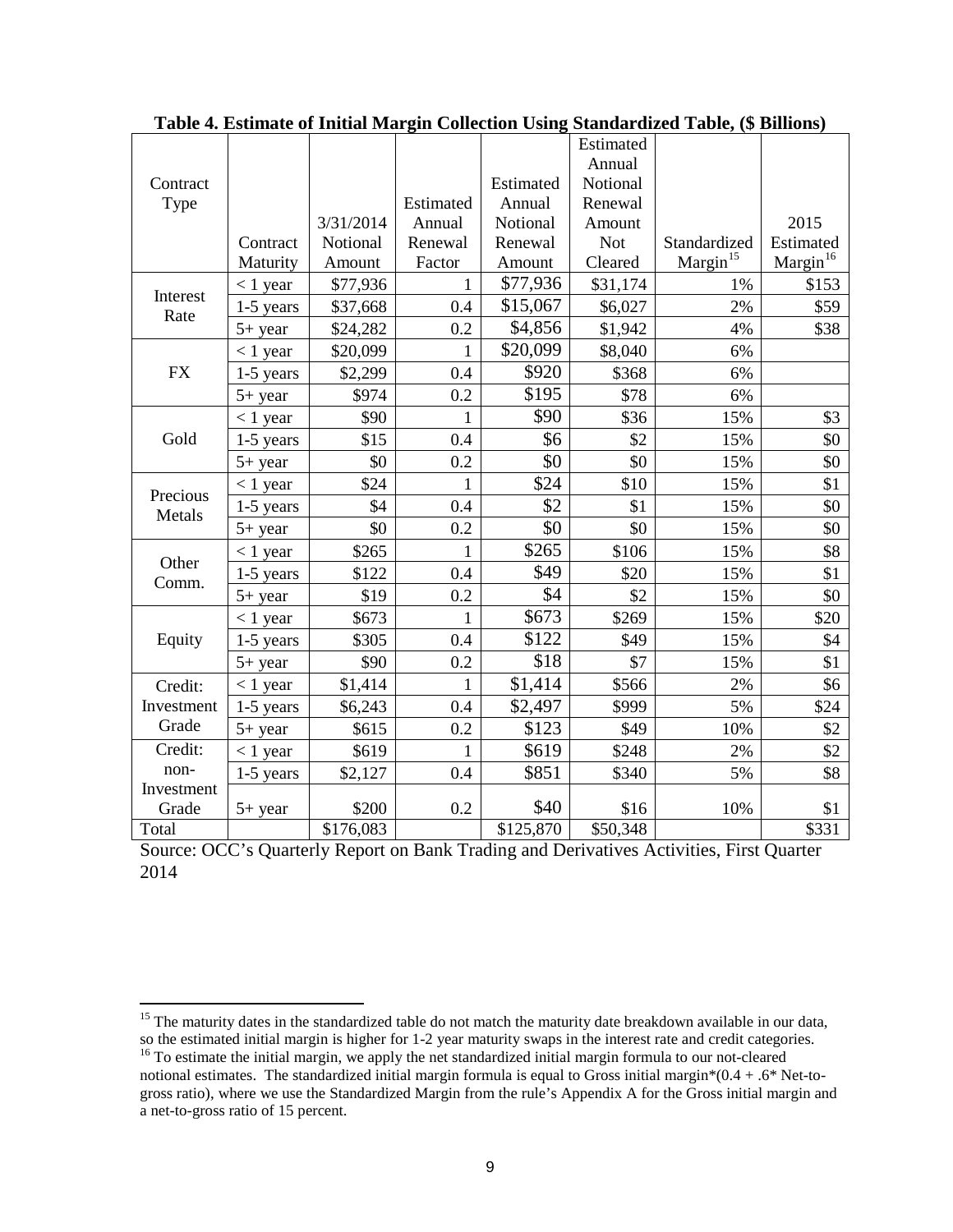**Table 4. Estimate of Initial Margin Collection Using Standardized Table, ($ Billions)**

| Contract Type | Contract Maturity | 3/31/2014 Notional Amount | Estimated Annual Renewal Factor | Estimated Annual Notional Renewal Amount | Estimated Annual Notional Renewal Amount Not Cleared | Standardized Margin[15] | 2015 Estimated Margin[16] |
|---|---|---|---|---|---|---|---|
| Interest Rate | < 1 year | $77,936 | 1 | $77,936 | $31,174 | 1% | $153 |
| | 1-5 years | $37,668 | 0.4 | $15,067 | $6,027 | 2% | $59 |
| | 5+ year | $24,282 | 0.2 | $4,856 | $1,942 | 4% | $38 |
| FX | < 1 year | $20,099 | 1 | $20,099 | $8,040 | 6% | |
| | 1-5 years | $2,299 | 0.4 | $920 | $368 | 6% | |
| | 5+ year | $974 | 0.2 | $195 | $78 | 6% | |
| Gold | < 1 year | $90 | 1 | $90 | $36 | 15% | $3 |
| | 1-5 years | $15 | 0.4 | $6 | $2 | 15% | $0 |
| | 5+ year | $0 | 0.2 | $0 | $0 | 15% | $0 |
| Precious Metals | < 1 year | $24 | 1 | $24 | $10 | 15% | $1 |
| | 1-5 years | $4 | 0.4 | $2 | $1 | 15% | $0 |
| | 5+ year | $0 | 0.2 | $0 | $0 | 15% | $0 |
| Other Comm. | < 1 year | $265 | 1 | $265 | $106 | 15% | $8 |
| | 1-5 years | $122 | 0.4 | $49 | $20 | 15% | $1 |
| | 5+ year | $19 | 0.2 | $4 | $2 | 15% | $0 |
| Equity | < 1 year | $673 | 1 | $673 | $269 | 15% | $20 |
| | 1-5 years | $305 | 0.4 | $122 | $49 | 15% | $4 |
| | 5+ year | $90 | 0.2 | $18 | $7 | 15% | $1 |
| Credit: Investment Grade | < 1 year | $1,414 | 1 | $1,414 | $566 | 2% | $6 |
| | 1-5 years | $6,243 | 0.4 | $2,497 | $999 | 5% | $24 |
| | 5+ year | $615 | 0.2 | $123 | $49 | 10% | $2 |
| Credit: non-Investment Grade | < 1 year | $619 | 1 | $619 | $248 | 2% | $2 |
| | 1-5 years | $2,127 | 0.4 | $851 | $340 | 5% | $8 |
| | 5+ year | $200 | 0.2 | $40 | $16 | 10% | $1 |
| Total | | $176,083 | | $125,870 | $50,348 | | $331 |

Source: OCC's Quarterly Report on Bank Trading and Derivatives Activities, First Quarter 2014

---

[15] The maturity dates in the standardized table do not match the maturity date breakdown available in our data, so the estimated initial margin is higher for 1-2 year maturity swaps in the interest rate and credit categories.

[16] To estimate the initial margin, we apply the net standardized initial margin formula to our not-cleared notional estimates. The standardized initial margin formula is equal to Gross initial margin*(0.4 + .6* Net-to-gross ratio), where we use the Standardized Margin from the rule's Appendix A for the Gross initial margin and a net-to-gross ratio of 15 percent.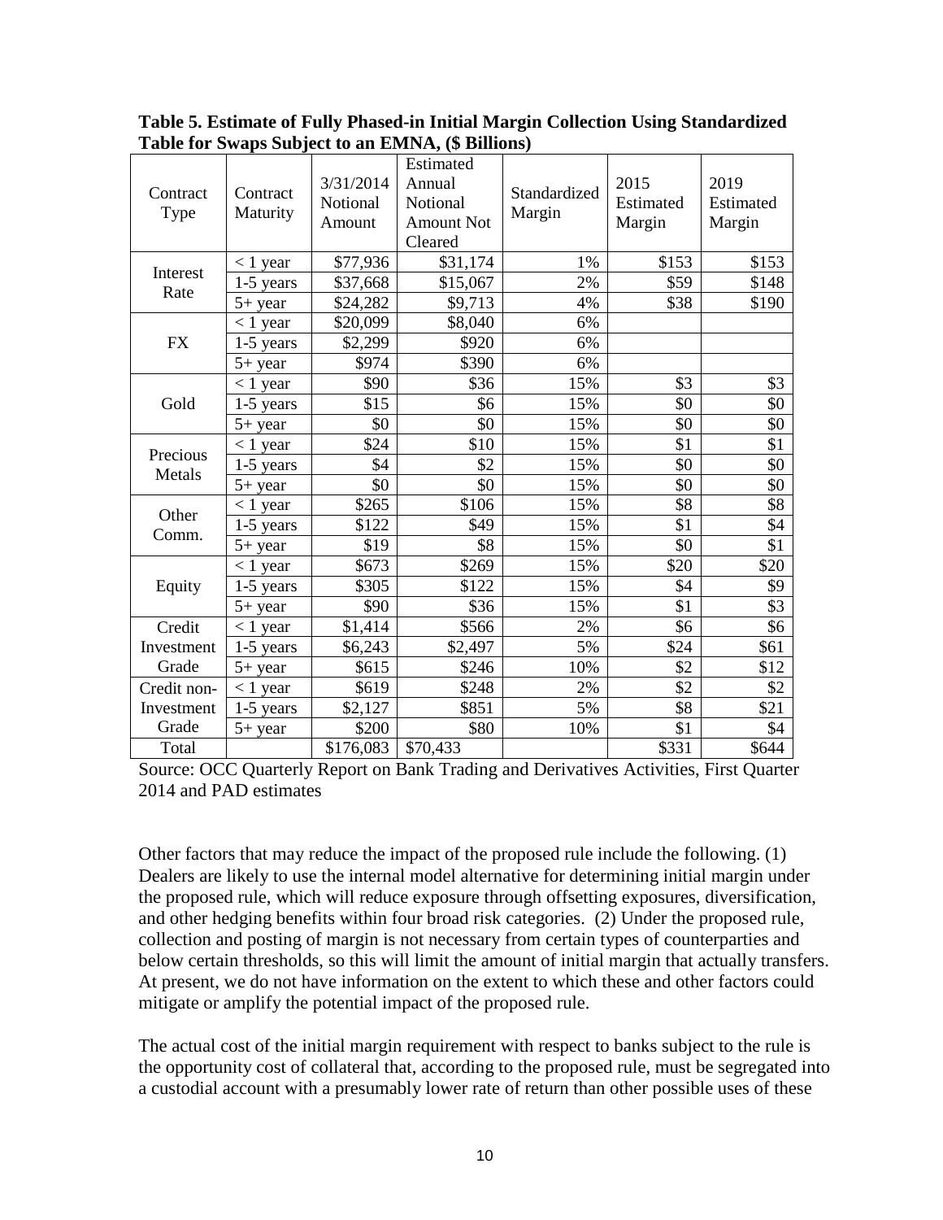**Table 5. Estimate of Fully Phased-in Initial Margin Collection Using Standardized Table for Swaps Subject to an EMNA, ($ Billions)**

| Contract Type | Contract Maturity | 3/31/2014 Notional Amount | Estimated Annual Notional Amount Not Cleared | Standardized Margin | 2015 Estimated Margin | 2019 Estimated Margin |
|---|---|---|---|---|---|---|
| Interest Rate | < 1 year | $77,936 | $31,174 | 1% | $153 | $153 |
| | 1-5 years | $37,668 | $15,067 | 2% | $59 | $148 |
| | 5+ year | $24,282 | $9,713 | 4% | $38 | $190 |
| FX | < 1 year | $20,099 | $8,040 | 6% | | |
| | 1-5 years | $2,299 | $920 | 6% | | |
| | 5+ year | $974 | $390 | 6% | | |
| Gold | < 1 year | $90 | $36 | 15% | $3 | $3 |
| | 1-5 years | $15 | $6 | 15% | $0 | $0 |
| | 5+ year | $0 | $0 | 15% | $0 | $0 |
| Precious Metals | < 1 year | $24 | $10 | 15% | $1 | $1 |
| | 1-5 years | $4 | $2 | 15% | $0 | $0 |
| | 5+ year | $0 | $0 | 15% | $0 | $0 |
| Other Comm. | < 1 year | $265 | $106 | 15% | $8 | $8 |
| | 1-5 years | $122 | $49 | 15% | $1 | $4 |
| | 5+ year | $19 | $8 | 15% | $0 | $1 |
| Equity | < 1 year | $673 | $269 | 15% | $20 | $20 |
| | 1-5 years | $305 | $122 | 15% | $4 | $9 |
| | 5+ year | $90 | $36 | 15% | $1 | $3 |
| Credit Investment Grade | < 1 year | $1,414 | $566 | 2% | $6 | $6 |
| | 1-5 years | $6,243 | $2,497 | 5% | $24 | $61 |
| | 5+ year | $615 | $246 | 10% | $2 | $12 |
| Credit non-Investment Grade | < 1 year | $619 | $248 | 2% | $2 | $2 |
| | 1-5 years | $2,127 | $851 | 5% | $8 | $21 |
| | 5+ year | $200 | $80 | 10% | $1 | $4 |
| Total | | $176,083 | $70,433 | | $331 | $644 |

Source: OCC Quarterly Report on Bank Trading and Derivatives Activities, First Quarter 2014 and PAD estimates

Other factors that may reduce the impact of the proposed rule include the following. (1) Dealers are likely to use the internal model alternative for determining initial margin under the proposed rule, which will reduce exposure through offsetting exposures, diversification, and other hedging benefits within four broad risk categories. (2) Under the proposed rule, collection and posting of margin is not necessary from certain types of counterparties and below certain thresholds, so this will limit the amount of initial margin that actually transfers. At present, we do not have information on the extent to which these and other factors could mitigate or amplify the potential impact of the proposed rule.

The actual cost of the initial margin requirement with respect to banks subject to the rule is the opportunity cost of collateral that, according to the proposed rule, must be segregated into a custodial account with a presumably lower rate of return than other possible uses of these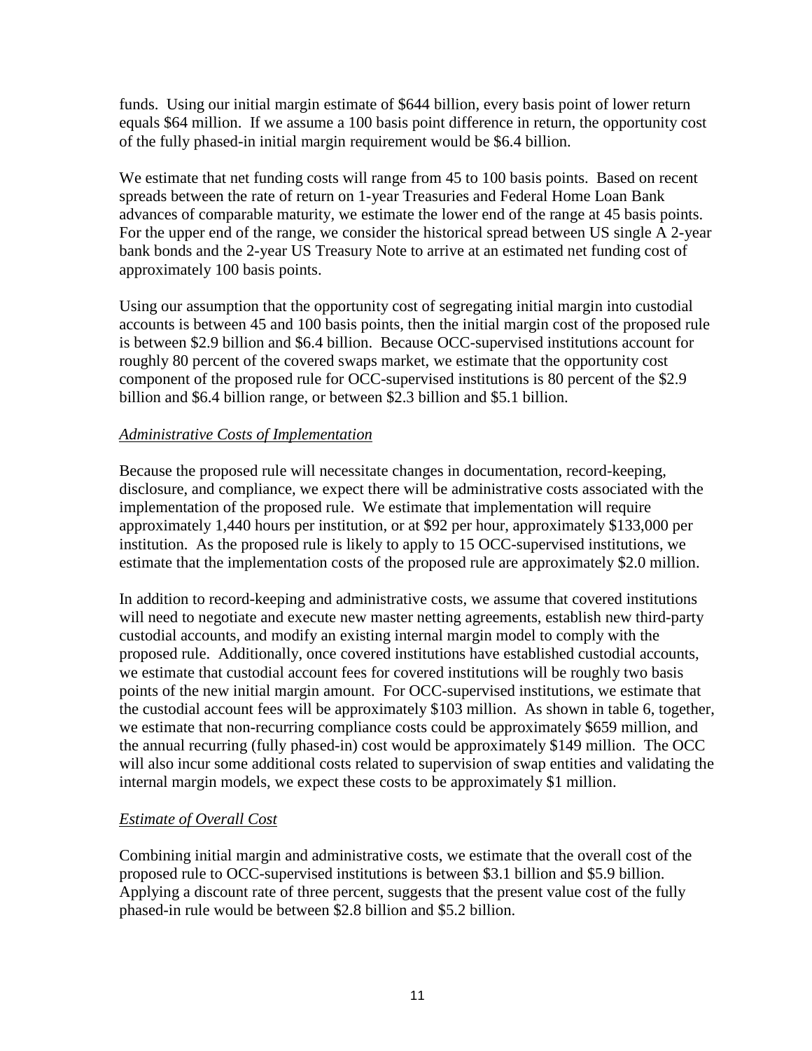funds. Using our initial margin estimate of $644 billion, every basis point of lower return equals $64 million. If we assume a 100 basis point difference in return, the opportunity cost of the fully phased-in initial margin requirement would be $6.4 billion.

We estimate that net funding costs will range from 45 to 100 basis points. Based on recent spreads between the rate of return on 1-year Treasuries and Federal Home Loan Bank advances of comparable maturity, we estimate the lower end of the range at 45 basis points. For the upper end of the range, we consider the historical spread between US single A 2-year bank bonds and the 2-year US Treasury Note to arrive at an estimated net funding cost of approximately 100 basis points.

Using our assumption that the opportunity cost of segregating initial margin into custodial accounts is between 45 and 100 basis points, then the initial margin cost of the proposed rule is between $2.9 billion and $6.4 billion. Because OCC-supervised institutions account for roughly 80 percent of the covered swaps market, we estimate that the opportunity cost component of the proposed rule for OCC-supervised institutions is 80 percent of the $2.9 billion and $6.4 billion range, or between $2.3 billion and $5.1 billion.

*Administrative Costs of Implementation*

Because the proposed rule will necessitate changes in documentation, record-keeping, disclosure, and compliance, we expect there will be administrative costs associated with the implementation of the proposed rule. We estimate that implementation will require approximately 1,440 hours per institution, or at $92 per hour, approximately $133,000 per institution. As the proposed rule is likely to apply to 15 OCC-supervised institutions, we estimate that the implementation costs of the proposed rule are approximately $2.0 million.

In addition to record-keeping and administrative costs, we assume that covered institutions will need to negotiate and execute new master netting agreements, establish new third-party custodial accounts, and modify an existing internal margin model to comply with the proposed rule. Additionally, once covered institutions have established custodial accounts, we estimate that custodial account fees for covered institutions will be roughly two basis points of the new initial margin amount. For OCC-supervised institutions, we estimate that the custodial account fees will be approximately $103 million. As shown in table 6, together, we estimate that non-recurring compliance costs could be approximately $659 million, and the annual recurring (fully phased-in) cost would be approximately $149 million. The OCC will also incur some additional costs related to supervision of swap entities and validating the internal margin models, we expect these costs to be approximately $1 million.

*Estimate of Overall Cost*

Combining initial margin and administrative costs, we estimate that the overall cost of the proposed rule to OCC-supervised institutions is between $3.1 billion and $5.9 billion. Applying a discount rate of three percent, suggests that the present value cost of the fully phased-in rule would be between $2.8 billion and $5.2 billion.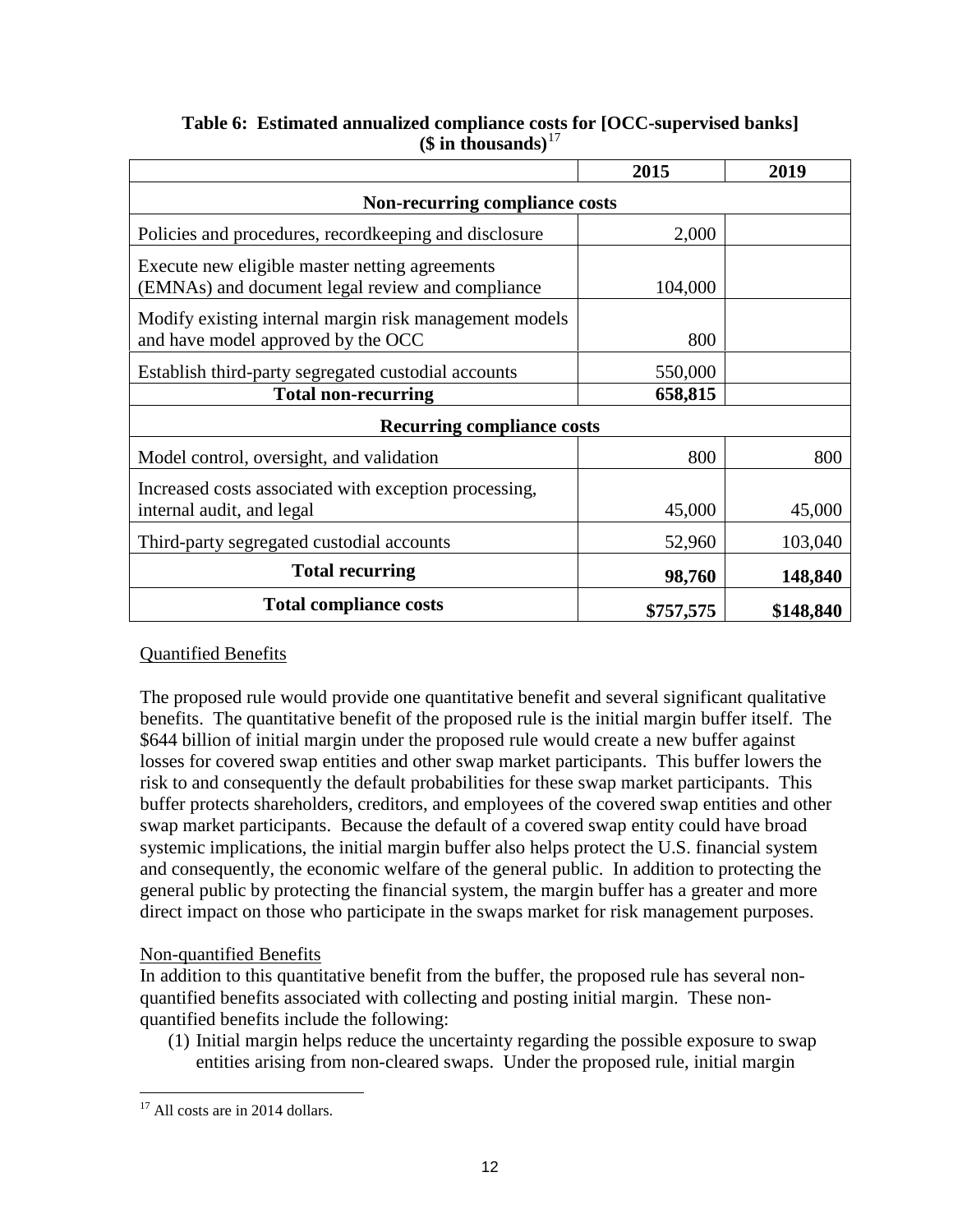**Table 6: Estimated annualized compliance costs for [OCC-supervised banks] ($ in thousands)**[17]

| | 2015 | 2019 |
|---|---|---|
| **Non-recurring compliance costs** | | |
| Policies and procedures, recordkeeping and disclosure | 2,000 | |
| Execute new eligible master netting agreements (EMNAs) and document legal review and compliance | 104,000 | |
| Modify existing internal margin risk management models and have model approved by the OCC | 800 | |
| Establish third-party segregated custodial accounts | 550,000 | |
| **Total non-recurring** | **658,815** | |
| **Recurring compliance costs** | | |
| Model control, oversight, and validation | 800 | 800 |
| Increased costs associated with exception processing, internal audit, and legal | 45,000 | 45,000 |
| Third-party segregated custodial accounts | 52,960 | 103,040 |
| **Total recurring** | **98,760** | **148,840** |
| **Total compliance costs** | **\$757,575** | **\$148,840** |

Quantified Benefits

The proposed rule would provide one quantitative benefit and several significant qualitative benefits. The quantitative benefit of the proposed rule is the initial margin buffer itself. The \$644 billion of initial margin under the proposed rule would create a new buffer against losses for covered swap entities and other swap market participants. This buffer lowers the risk to and consequently the default probabilities for these swap market participants. This buffer protects shareholders, creditors, and employees of the covered swap entities and other swap market participants. Because the default of a covered swap entity could have broad systemic implications, the initial margin buffer also helps protect the U.S. financial system and consequently, the economic welfare of the general public. In addition to protecting the general public by protecting the financial system, the margin buffer has a greater and more direct impact on those who participate in the swaps market for risk management purposes.

Non-quantified Benefits

In addition to this quantitative benefit from the buffer, the proposed rule has several non-quantified benefits associated with collecting and posting initial margin. These non-quantified benefits include the following:

(1) Initial margin helps reduce the uncertainty regarding the possible exposure to swap entities arising from non-cleared swaps. Under the proposed rule, initial margin

[17] All costs are in 2014 dollars.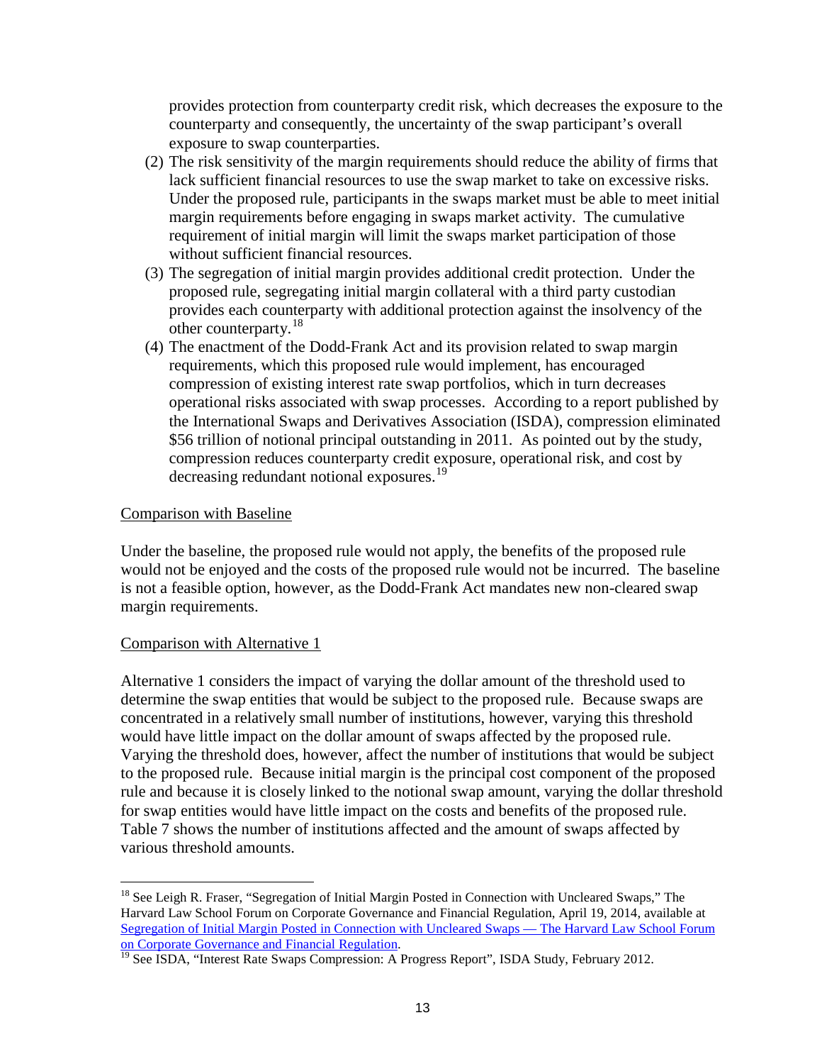provides protection from counterparty credit risk, which decreases the exposure to the counterparty and consequently, the uncertainty of the swap participant's overall exposure to swap counterparties.

(2) The risk sensitivity of the margin requirements should reduce the ability of firms that lack sufficient financial resources to use the swap market to take on excessive risks. Under the proposed rule, participants in the swaps market must be able to meet initial margin requirements before engaging in swaps market activity. The cumulative requirement of initial margin will limit the swaps market participation of those without sufficient financial resources.

(3) The segregation of initial margin provides additional credit protection. Under the proposed rule, segregating initial margin collateral with a third party custodian provides each counterparty with additional protection against the insolvency of the other counterparty.[18]

(4) The enactment of the Dodd-Frank Act and its provision related to swap margin requirements, which this proposed rule would implement, has encouraged compression of existing interest rate swap portfolios, which in turn decreases operational risks associated with swap processes. According to a report published by the International Swaps and Derivatives Association (ISDA), compression eliminated $56 trillion of notional principal outstanding in 2011. As pointed out by the study, compression reduces counterparty credit exposure, operational risk, and cost by decreasing redundant notional exposures.[19]

Comparison with Baseline

Under the baseline, the proposed rule would not apply, the benefits of the proposed rule would not be enjoyed and the costs of the proposed rule would not be incurred. The baseline is not a feasible option, however, as the Dodd-Frank Act mandates new non-cleared swap margin requirements.

Comparison with Alternative 1

Alternative 1 considers the impact of varying the dollar amount of the threshold used to determine the swap entities that would be subject to the proposed rule. Because swaps are concentrated in a relatively small number of institutions, however, varying this threshold would have little impact on the dollar amount of swaps affected by the proposed rule. Varying the threshold does, however, affect the number of institutions that would be subject to the proposed rule. Because initial margin is the principal cost component of the proposed rule and because it is closely linked to the notional swap amount, varying the dollar threshold for swap entities would have little impact on the costs and benefits of the proposed rule. Table 7 shows the number of institutions affected and the amount of swaps affected by various threshold amounts.

[18] See Leigh R. Fraser, "Segregation of Initial Margin Posted in Connection with Uncleared Swaps," The Harvard Law School Forum on Corporate Governance and Financial Regulation, April 19, 2014, available at Segregation of Initial Margin Posted in Connection with Uncleared Swaps — The Harvard Law School Forum on Corporate Governance and Financial Regulation.

[19] See ISDA, "Interest Rate Swaps Compression: A Progress Report", ISDA Study, February 2012.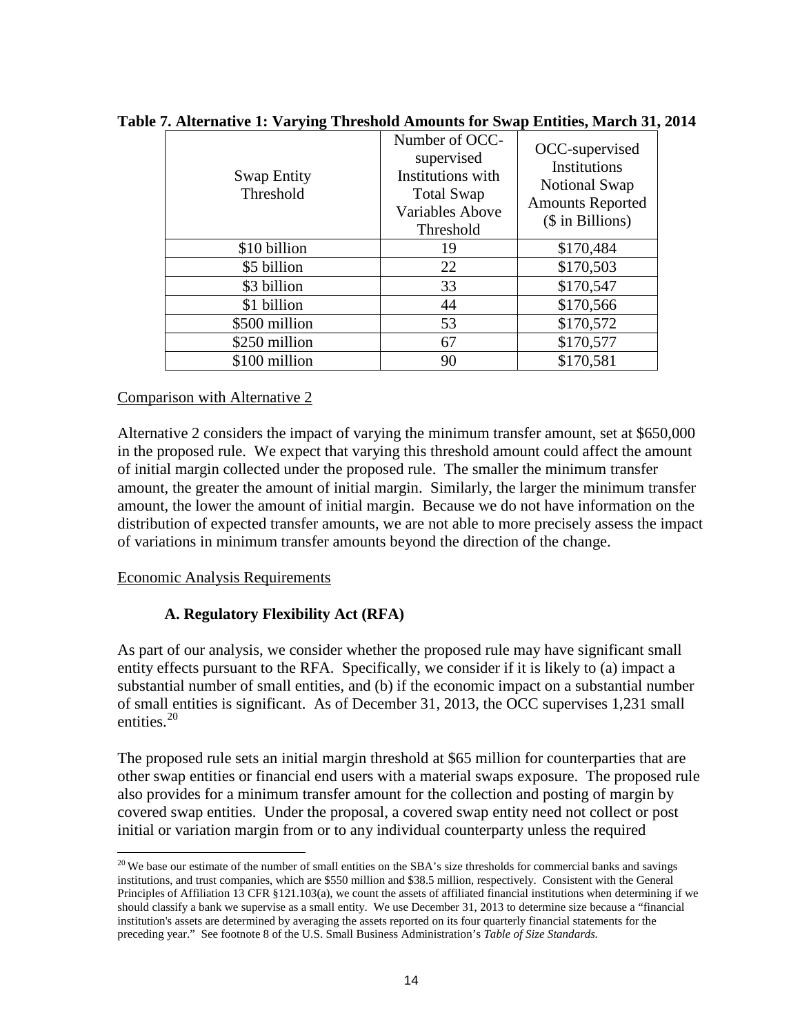**Table 7. Alternative 1: Varying Threshold Amounts for Swap Entities, March 31, 2014**

| Swap Entity Threshold | Number of OCC-supervised Institutions with Total Swap Variables Above Threshold | OCC-supervised Institutions Notional Swap Amounts Reported ($ in Billions) |
|---|---|---|
| $10 billion | 19 | $170,484 |
| $5 billion | 22 | $170,503 |
| $3 billion | 33 | $170,547 |
| $1 billion | 44 | $170,566 |
| $500 million | 53 | $170,572 |
| $250 million | 67 | $170,577 |
| $100 million | 90 | $170,581 |

Comparison with Alternative 2

Alternative 2 considers the impact of varying the minimum transfer amount, set at $650,000 in the proposed rule. We expect that varying this threshold amount could affect the amount of initial margin collected under the proposed rule. The smaller the minimum transfer amount, the greater the amount of initial margin. Similarly, the larger the minimum transfer amount, the lower the amount of initial margin. Because we do not have information on the distribution of expected transfer amounts, we are not able to more precisely assess the impact of variations in minimum transfer amounts beyond the direction of the change.

Economic Analysis Requirements

### A. Regulatory Flexibility Act (RFA)

As part of our analysis, we consider whether the proposed rule may have significant small entity effects pursuant to the RFA. Specifically, we consider if it is likely to (a) impact a substantial number of small entities, and (b) if the economic impact on a substantial number of small entities is significant. As of December 31, 2013, the OCC supervises 1,231 small entities.[20]

The proposed rule sets an initial margin threshold at $65 million for counterparties that are other swap entities or financial end users with a material swaps exposure. The proposed rule also provides for a minimum transfer amount for the collection and posting of margin by covered swap entities. Under the proposal, a covered swap entity need not collect or post initial or variation margin from or to any individual counterparty unless the required

[20] We base our estimate of the number of small entities on the SBA's size thresholds for commercial banks and savings institutions, and trust companies, which are $550 million and $38.5 million, respectively. Consistent with the General Principles of Affiliation 13 CFR §121.103(a), we count the assets of affiliated financial institutions when determining if we should classify a bank we supervise as a small entity. We use December 31, 2013 to determine size because a "financial institution's assets are determined by averaging the assets reported on its four quarterly financial statements for the preceding year." See footnote 8 of the U.S. Small Business Administration's *Table of Size Standards*.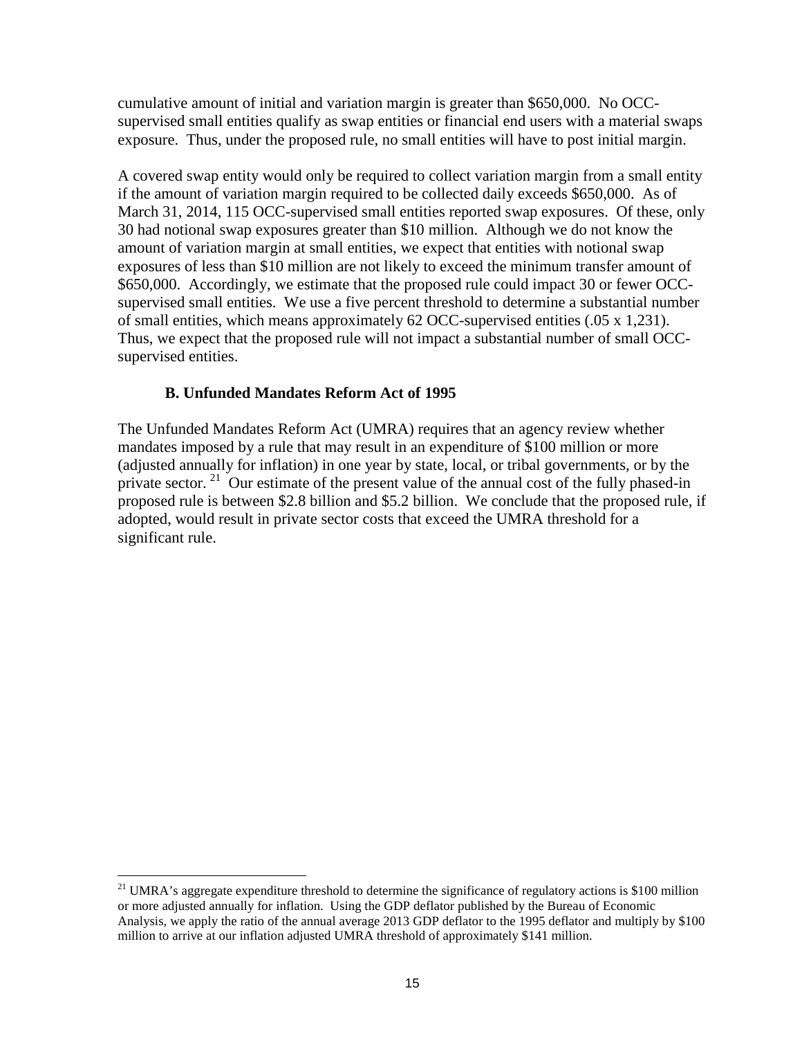cumulative amount of initial and variation margin is greater than $650,000. No OCC-supervised small entities qualify as swap entities or financial end users with a material swaps exposure. Thus, under the proposed rule, no small entities will have to post initial margin.

A covered swap entity would only be required to collect variation margin from a small entity if the amount of variation margin required to be collected daily exceeds $650,000. As of March 31, 2014, 115 OCC-supervised small entities reported swap exposures. Of these, only 30 had notional swap exposures greater than $10 million. Although we do not know the amount of variation margin at small entities, we expect that entities with notional swap exposures of less than $10 million are not likely to exceed the minimum transfer amount of $650,000. Accordingly, we estimate that the proposed rule could impact 30 or fewer OCC-supervised small entities. We use a five percent threshold to determine a substantial number of small entities, which means approximately 62 OCC-supervised entities (.05 x 1,231). Thus, we expect that the proposed rule will not impact a substantial number of small OCC-supervised entities.

### B. Unfunded Mandates Reform Act of 1995

The Unfunded Mandates Reform Act (UMRA) requires that an agency review whether mandates imposed by a rule that may result in an expenditure of $100 million or more (adjusted annually for inflation) in one year by state, local, or tribal governments, or by the private sector. [21] Our estimate of the present value of the annual cost of the fully phased-in proposed rule is between $2.8 billion and $5.2 billion. We conclude that the proposed rule, if adopted, would result in private sector costs that exceed the UMRA threshold for a significant rule.

[21] UMRA's aggregate expenditure threshold to determine the significance of regulatory actions is $100 million or more adjusted annually for inflation. Using the GDP deflator published by the Bureau of Economic Analysis, we apply the ratio of the annual average 2013 GDP deflator to the 1995 deflator and multiply by $100 million to arrive at our inflation adjusted UMRA threshold of approximately $141 million.